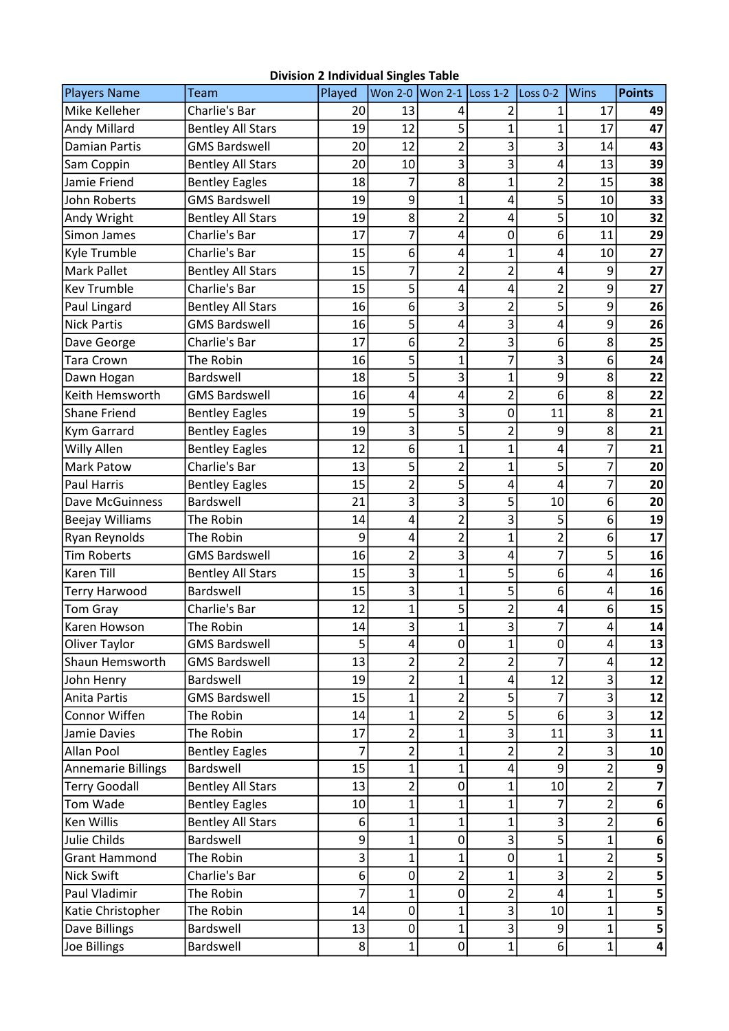## Division 2 Individual Singles Table

| Players Name | Team | Played | Won 2-0 | Won 2-1 | Loss 1-2 | Loss 0-2 | Wins | Points |
|---|---|---|---|---|---|---|---|---|
| Mike Kelleher | Charlie's Bar | 20 | 13 | 4 | 2 | 1 | 17 | **49** |
| Andy Millard | Bentley All Stars | 19 | 12 | 5 | 1 | 1 | 17 | **47** |
| Damian Partis | GMS Bardswell | 20 | 12 | 2 | 3 | 3 | 14 | **43** |
| Sam Coppin | Bentley All Stars | 20 | 10 | 3 | 3 | 4 | 13 | **39** |
| Jamie Friend | Bentley Eagles | 18 | 7 | 8 | 1 | 2 | 15 | **38** |
| John Roberts | GMS Bardswell | 19 | 9 | 1 | 4 | 5 | 10 | **33** |
| Andy Wright | Bentley All Stars | 19 | 8 | 2 | 4 | 5 | 10 | **32** |
| Simon James | Charlie's Bar | 17 | 7 | 4 | 0 | 6 | 11 | **29** |
| Kyle Trumble | Charlie's Bar | 15 | 6 | 4 | 1 | 4 | 10 | **27** |
| Mark Pallet | Bentley All Stars | 15 | 7 | 2 | 2 | 4 | 9 | **27** |
| Kev Trumble | Charlie's Bar | 15 | 5 | 4 | 4 | 2 | 9 | **27** |
| Paul Lingard | Bentley All Stars | 16 | 6 | 3 | 2 | 5 | 9 | **26** |
| Nick Partis | GMS Bardswell | 16 | 5 | 4 | 3 | 4 | 9 | **26** |
| Dave George | Charlie's Bar | 17 | 6 | 2 | 3 | 6 | 8 | **25** |
| Tara Crown | The Robin | 16 | 5 | 1 | 7 | 3 | 6 | **24** |
| Dawn Hogan | Bardswell | 18 | 5 | 3 | 1 | 9 | 8 | **22** |
| Keith Hemsworth | GMS Bardswell | 16 | 4 | 4 | 2 | 6 | 8 | **22** |
| Shane Friend | Bentley Eagles | 19 | 5 | 3 | 0 | 11 | 8 | **21** |
| Kym Garrard | Bentley Eagles | 19 | 3 | 5 | 2 | 9 | 8 | **21** |
| Willy Allen | Bentley Eagles | 12 | 6 | 1 | 1 | 4 | 7 | **21** |
| Mark Patow | Charlie's Bar | 13 | 5 | 2 | 1 | 5 | 7 | **20** |
| Paul Harris | Bentley Eagles | 15 | 2 | 5 | 4 | 4 | 7 | **20** |
| Dave McGuinness | Bardswell | 21 | 3 | 3 | 5 | 10 | 6 | **20** |
| Beejay Williams | The Robin | 14 | 4 | 2 | 3 | 5 | 6 | **19** |
| Ryan Reynolds | The Robin | 9 | 4 | 2 | 1 | 2 | 6 | **17** |
| Tim Roberts | GMS Bardswell | 16 | 2 | 3 | 4 | 7 | 5 | **16** |
| Karen Till | Bentley All Stars | 15 | 3 | 1 | 5 | 6 | 4 | **16** |
| Terry Harwood | Bardswell | 15 | 3 | 1 | 5 | 6 | 4 | **16** |
| Tom Gray | Charlie's Bar | 12 | 1 | 5 | 2 | 4 | 6 | **15** |
| Karen Howson | The Robin | 14 | 3 | 1 | 3 | 7 | 4 | **14** |
| Oliver Taylor | GMS Bardswell | 5 | 4 | 0 | 1 | 0 | 4 | **13** |
| Shaun Hemsworth | GMS Bardswell | 13 | 2 | 2 | 2 | 7 | 4 | **12** |
| John Henry | Bardswell | 19 | 2 | 1 | 4 | 12 | 3 | **12** |
| Anita Partis | GMS Bardswell | 15 | 1 | 2 | 5 | 7 | 3 | **12** |
| Connor Wiffen | The Robin | 14 | 1 | 2 | 5 | 6 | 3 | **12** |
| Jamie Davies | The Robin | 17 | 2 | 1 | 3 | 11 | 3 | **11** |
| Allan Pool | Bentley Eagles | 7 | 2 | 1 | 2 | 2 | 3 | **10** |
| Annemarie Billings | Bardswell | 15 | 1 | 1 | 4 | 9 | 2 | **9** |
| Terry Goodall | Bentley All Stars | 13 | 2 | 0 | 1 | 10 | 2 | **7** |
| Tom Wade | Bentley Eagles | 10 | 1 | 1 | 1 | 7 | 2 | **6** |
| Ken Willis | Bentley All Stars | 6 | 1 | 1 | 1 | 3 | 2 | **6** |
| Julie Childs | Bardswell | 9 | 1 | 0 | 3 | 5 | 1 | **6** |
| Grant Hammond | The Robin | 3 | 1 | 1 | 0 | 1 | 2 | **5** |
| Nick Swift | Charlie's Bar | 6 | 0 | 2 | 1 | 3 | 2 | **5** |
| Paul Vladimir | The Robin | 7 | 1 | 0 | 2 | 4 | 1 | **5** |
| Katie Christopher | The Robin | 14 | 0 | 1 | 3 | 10 | 1 | **5** |
| Dave Billings | Bardswell | 13 | 0 | 1 | 3 | 9 | 1 | **5** |
| Joe Billings | Bardswell | 8 | 1 | 0 | 1 | 6 | 1 | **4** |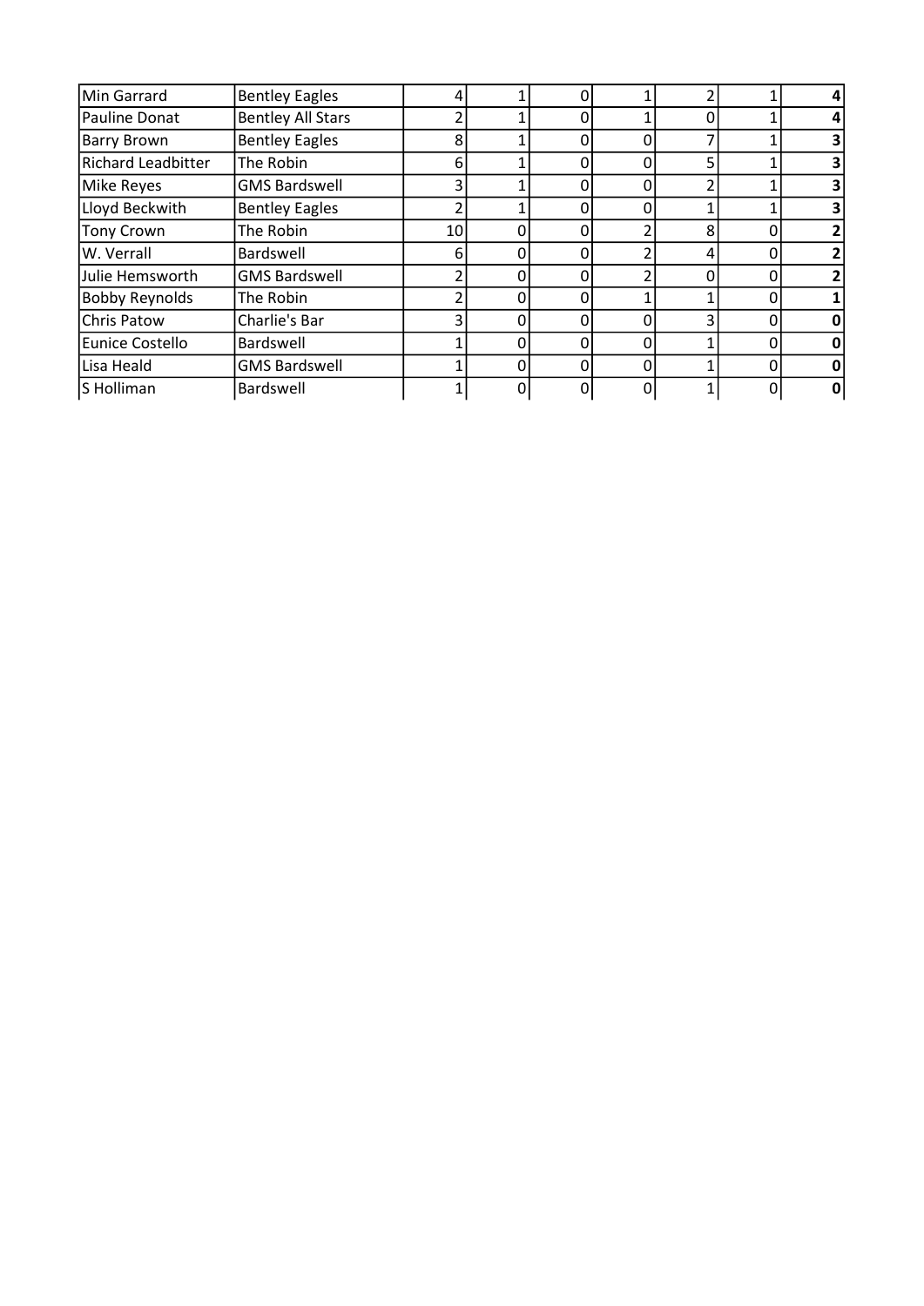| | | | | | | | | |
|---|---|---|---|---|---|---|---|---|
| Min Garrard | Bentley Eagles | 4 | 1 | 0 | 1 | 2 | 1 | **4** |
| Pauline Donat | Bentley All Stars | 2 | 1 | 0 | 1 | 0 | 1 | **4** |
| Barry Brown | Bentley Eagles | 8 | 1 | 0 | 0 | 7 | 1 | **3** |
| Richard Leadbitter | The Robin | 6 | 1 | 0 | 0 | 5 | 1 | **3** |
| Mike Reyes | GMS Bardswell | 3 | 1 | 0 | 0 | 2 | 1 | **3** |
| Lloyd Beckwith | Bentley Eagles | 2 | 1 | 0 | 0 | 1 | 1 | **3** |
| Tony Crown | The Robin | 10 | 0 | 0 | 2 | 8 | 0 | **2** |
| W. Verrall | Bardswell | 6 | 0 | 0 | 2 | 4 | 0 | **2** |
| Julie Hemsworth | GMS Bardswell | 2 | 0 | 0 | 2 | 0 | 0 | **2** |
| Bobby Reynolds | The Robin | 2 | 0 | 0 | 1 | 1 | 0 | **1** |
| Chris Patow | Charlie's Bar | 3 | 0 | 0 | 0 | 3 | 0 | **0** |
| Eunice Costello | Bardswell | 1 | 0 | 0 | 0 | 1 | 0 | **0** |
| Lisa Heald | GMS Bardswell | 1 | 0 | 0 | 0 | 1 | 0 | **0** |
| S Holliman | Bardswell | 1 | 0 | 0 | 0 | 1 | 0 | **0** |